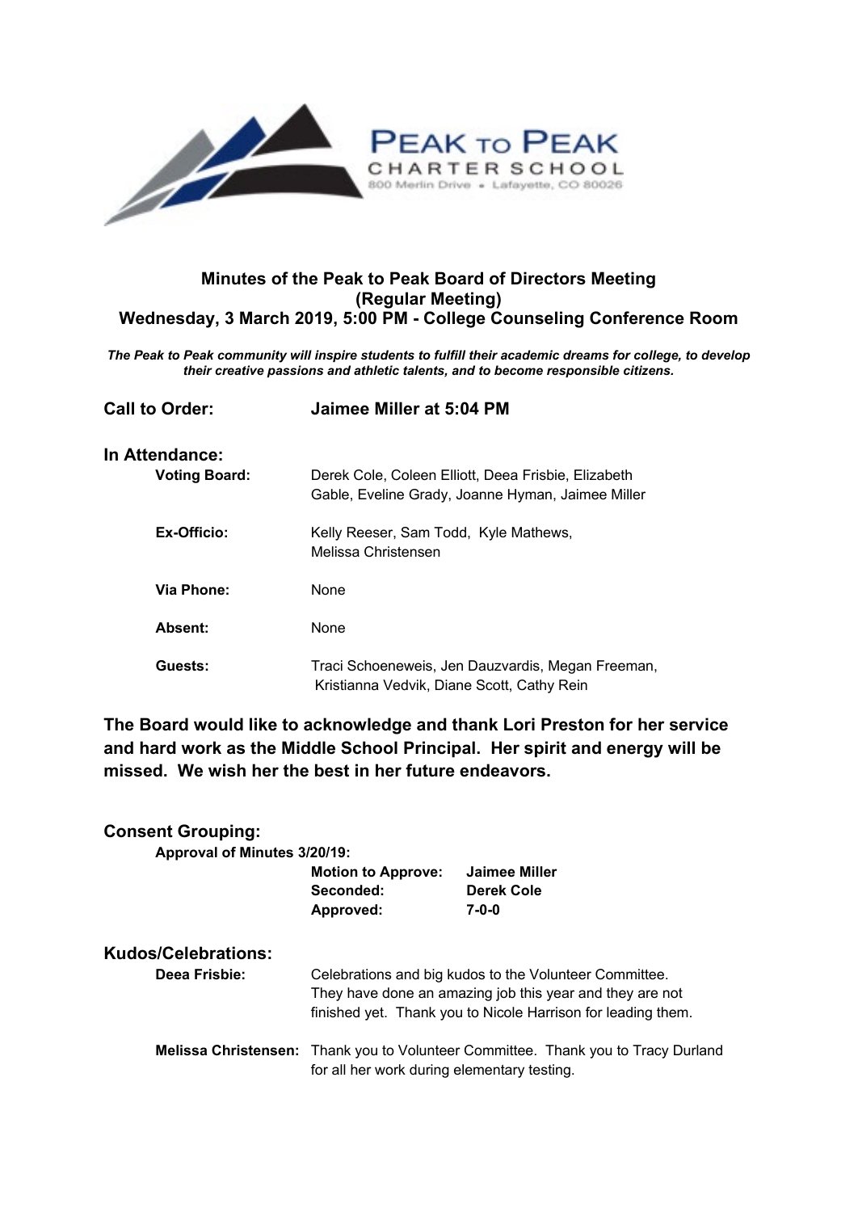**PEAK TO PEAK**
**CHARTER SCHOOL**
800 Merlin Drive • Lafayette, CO 80026

## Minutes of the Peak to Peak Board of Directors Meeting
## (Regular Meeting)
## Wednesday, 3 March 2019, 5:00 PM - College Counseling Conference Room

***The Peak to Peak community will inspire students to fulfill their academic dreams for college, to develop their creative passions and athletic talents, and to become responsible citizens.***

### Call to Order: Jaimee Miller at 5:04 PM

### In Attendance:

**Voting Board:** Derek Cole, Coleen Elliott, Deea Frisbie, Elizabeth Gable, Eveline Grady, Joanne Hyman, Jaimee Miller

**Ex-Officio:** Kelly Reeser, Sam Todd, Kyle Mathews, Melissa Christensen

**Via Phone:** None

**Absent:** None

**Guests:** Traci Schoeneweis, Jen Dauzvardis, Megan Freeman, Kristianna Vedvik, Diane Scott, Cathy Rein

**The Board would like to acknowledge and thank Lori Preston for her service and hard work as the Middle School Principal. Her spirit and energy will be missed. We wish her the best in her future endeavors.**

### Consent Grouping:

**Approval of Minutes 3/20/19:**

| | |
|---|---|
| **Motion to Approve:** | **Jaimee Miller** |
| **Seconded:** | **Derek Cole** |
| **Approved:** | **7-0-0** |

### Kudos/Celebrations:

**Deea Frisbie:** Celebrations and big kudos to the Volunteer Committee. They have done an amazing job this year and they are not finished yet. Thank you to Nicole Harrison for leading them.

**Melissa Christensen:** Thank you to Volunteer Committee. Thank you to Tracy Durland for all her work during elementary testing.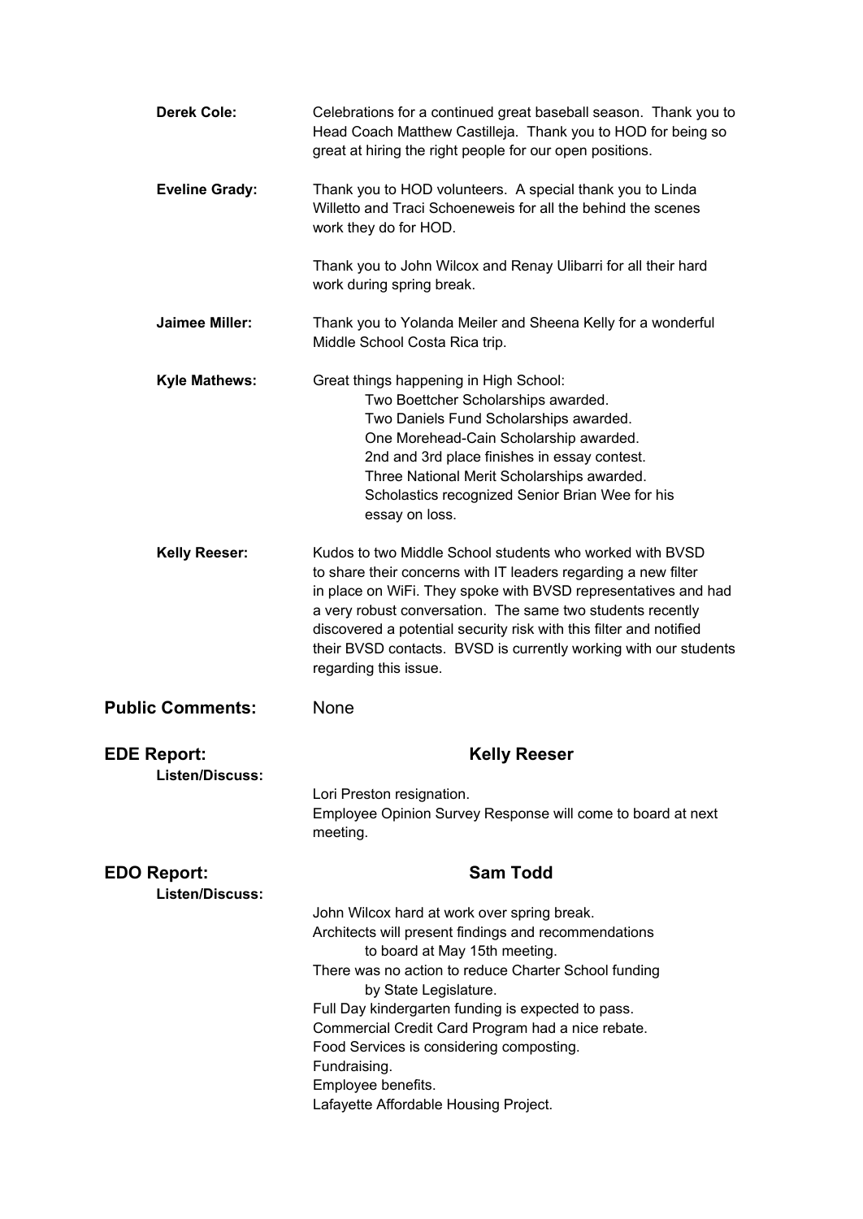**Derek Cole:** Celebrations for a continued great baseball season. Thank you to Head Coach Matthew Castilleja. Thank you to HOD for being so great at hiring the right people for our open positions.

**Eveline Grady:** Thank you to HOD volunteers. A special thank you to Linda Willetto and Traci Schoeneweis for all the behind the scenes work they do for HOD.

Thank you to John Wilcox and Renay Ulibarri for all their hard work during spring break.

**Jaimee Miller:** Thank you to Yolanda Meiler and Sheena Kelly for a wonderful Middle School Costa Rica trip.

**Kyle Mathews:** Great things happening in High School:

- Two Boettcher Scholarships awarded.
- Two Daniels Fund Scholarships awarded.
- One Morehead-Cain Scholarship awarded.
- 2nd and 3rd place finishes in essay contest.
- Three National Merit Scholarships awarded.
- Scholastics recognized Senior Brian Wee for his essay on loss.

**Kelly Reeser:** Kudos to two Middle School students who worked with BVSD to share their concerns with IT leaders regarding a new filter in place on WiFi. They spoke with BVSD representatives and had a very robust conversation. The same two students recently discovered a potential security risk with this filter and notified their BVSD contacts. BVSD is currently working with our students regarding this issue.

## Public Comments:

None

## EDE Report: Kelly Reeser

**Listen/Discuss:**

Lori Preston resignation.
Employee Opinion Survey Response will come to board at next meeting.

## EDO Report: Sam Todd

**Listen/Discuss:**

John Wilcox hard at work over spring break.
Architects will present findings and recommendations to board at May 15th meeting.
There was no action to reduce Charter School funding by State Legislature.
Full Day kindergarten funding is expected to pass.
Commercial Credit Card Program had a nice rebate.
Food Services is considering composting.
Fundraising.
Employee benefits.
Lafayette Affordable Housing Project.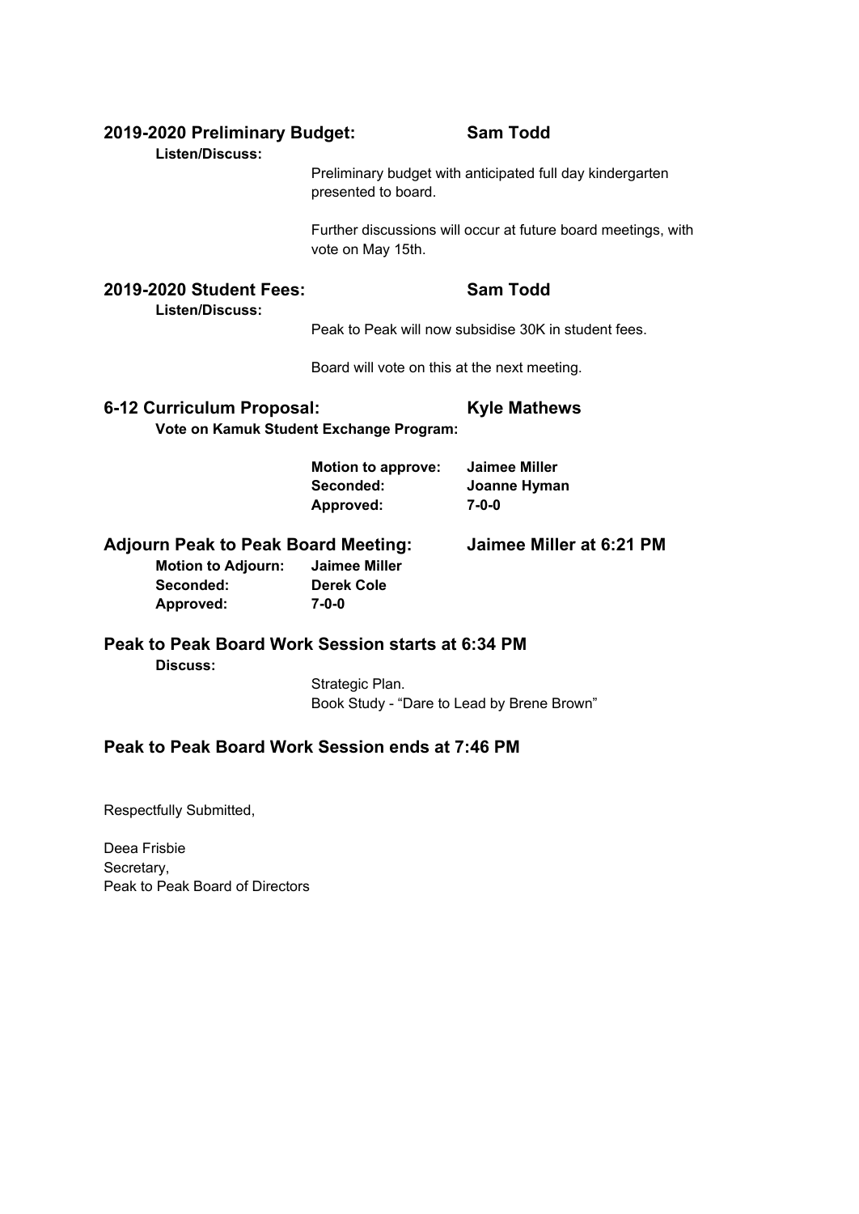## 2019-2020 Preliminary Budget: Sam Todd

**Listen/Discuss:**

Preliminary budget with anticipated full day kindergarten presented to board.

Further discussions will occur at future board meetings, with vote on May 15th.

## 2019-2020 Student Fees: Sam Todd

**Listen/Discuss:**

Peak to Peak will now subsidise 30K in student fees.

Board will vote on this at the next meeting.

## 6-12 Curriculum Proposal: Kyle Mathews

**Vote on Kamuk Student Exchange Program:**

**Motion to approve:** **Jaimee Miller**
**Seconded:** **Joanne Hyman**
**Approved:** **7-0-0**

## Adjourn Peak to Peak Board Meeting: Jaimee Miller at 6:21 PM

**Motion to Adjourn:** **Jaimee Miller**
**Seconded:** **Derek Cole**
**Approved:** **7-0-0**

## Peak to Peak Board Work Session starts at 6:34 PM

**Discuss:**

Strategic Plan.
Book Study - "Dare to Lead by Brene Brown"

## Peak to Peak Board Work Session ends at 7:46 PM

Respectfully Submitted,

Deea Frisbie
Secretary,
Peak to Peak Board of Directors